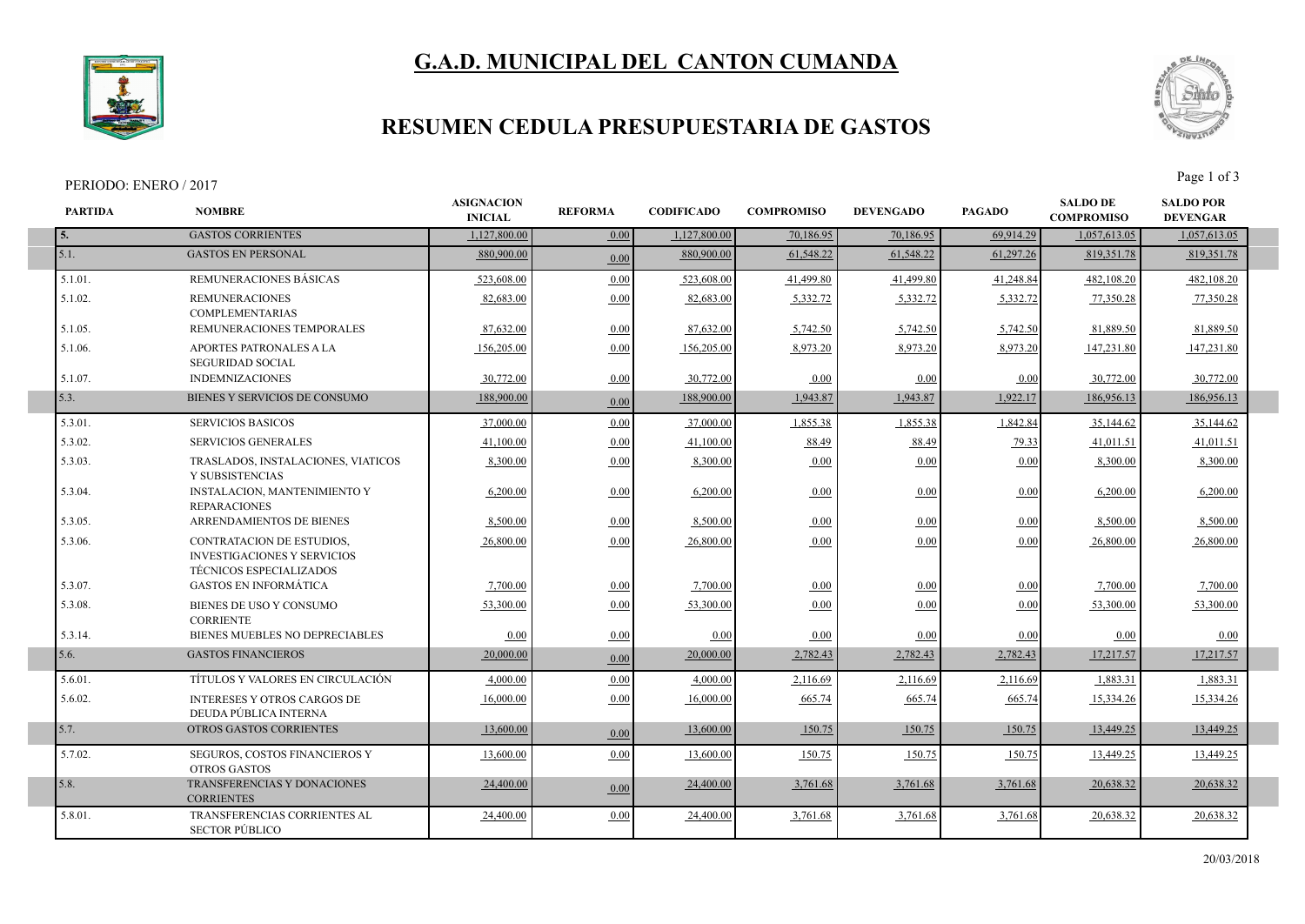# G.A.D. MUNICIPAL DEL CANTON CUMANDA

## RESUMEN CEDULA PRESUPUESTARIA DE GASTOS

PERIODO: ENERO / 2017

| PARTIDA | NOMBRE | ASIGNACION INICIAL | REFORMA | CODIFICADO | COMPROMISO | DEVENGADO | PAGADO | SALDO DE COMPROMISO | SALDO POR DEVENGAR |
|---|---|---|---|---|---|---|---|---|---|
| 5. | GASTOS CORRIENTES | 1,127,800.00 | 0.00 | 1,127,800.00 | 70,186.95 | 70,186.95 | 69,914.29 | 1,057,613.05 | 1,057,613.05 |
| 5.1. | GASTOS EN PERSONAL | 880,900.00 | 0.00 | 880,900.00 | 61,548.22 | 61,548.22 | 61,297.26 | 819,351.78 | 819,351.78 |
| 5.1.01. | REMUNERACIONES BÁSICAS | 523,608.00 | 0.00 | 523,608.00 | 41,499.80 | 41,499.80 | 41,248.84 | 482,108.20 | 482,108.20 |
| 5.1.02. | REMUNERACIONES COMPLEMENTARIAS | 82,683.00 | 0.00 | 82,683.00 | 5,332.72 | 5,332.72 | 5,332.72 | 77,350.28 | 77,350.28 |
| 5.1.05. | REMUNERACIONES TEMPORALES | 87,632.00 | 0.00 | 87,632.00 | 5,742.50 | 5,742.50 | 5,742.50 | 81,889.50 | 81,889.50 |
| 5.1.06. | APORTES PATRONALES A LA SEGURIDAD SOCIAL | 156,205.00 | 0.00 | 156,205.00 | 8,973.20 | 8,973.20 | 8,973.20 | 147,231.80 | 147,231.80 |
| 5.1.07. | INDEMNIZACIONES | 30,772.00 | 0.00 | 30,772.00 | 0.00 | 0.00 | 0.00 | 30,772.00 | 30,772.00 |
| 5.3. | BIENES Y SERVICIOS DE CONSUMO | 188,900.00 | 0.00 | 188,900.00 | 1,943.87 | 1,943.87 | 1,922.17 | 186,956.13 | 186,956.13 |
| 5.3.01. | SERVICIOS BASICOS | 37,000.00 | 0.00 | 37,000.00 | 1,855.38 | 1,855.38 | 1,842.84 | 35,144.62 | 35,144.62 |
| 5.3.02. | SERVICIOS GENERALES | 41,100.00 | 0.00 | 41,100.00 | 88.49 | 88.49 | 79.33 | 41,011.51 | 41,011.51 |
| 5.3.03. | TRASLADOS, INSTALACIONES, VIATICOS Y SUBSISTENCIAS | 8,300.00 | 0.00 | 8,300.00 | 0.00 | 0.00 | 0.00 | 8,300.00 | 8,300.00 |
| 5.3.04. | INSTALACION, MANTENIMIENTO Y REPARACIONES | 6,200.00 | 0.00 | 6,200.00 | 0.00 | 0.00 | 0.00 | 6,200.00 | 6,200.00 |
| 5.3.05. | ARRENDAMIENTOS DE BIENES | 8,500.00 | 0.00 | 8,500.00 | 0.00 | 0.00 | 0.00 | 8,500.00 | 8,500.00 |
| 5.3.06. | CONTRATACION DE ESTUDIOS, INVESTIGACIONES Y SERVICIOS TÉCNICOS ESPECIALIZADOS | 26,800.00 | 0.00 | 26,800.00 | 0.00 | 0.00 | 0.00 | 26,800.00 | 26,800.00 |
| 5.3.07. | GASTOS EN INFORMÁTICA | 7,700.00 | 0.00 | 7,700.00 | 0.00 | 0.00 | 0.00 | 7,700.00 | 7,700.00 |
| 5.3.08. | BIENES DE USO Y CONSUMO CORRIENTE | 53,300.00 | 0.00 | 53,300.00 | 0.00 | 0.00 | 0.00 | 53,300.00 | 53,300.00 |
| 5.3.14. | BIENES MUEBLES NO DEPRECIABLES | 0.00 | 0.00 | 0.00 | 0.00 | 0.00 | 0.00 | 0.00 | 0.00 |
| 5.6. | GASTOS FINANCIEROS | 20,000.00 | 0.00 | 20,000.00 | 2,782.43 | 2,782.43 | 2,782.43 | 17,217.57 | 17,217.57 |
| 5.6.01. | TÍTULOS Y VALORES EN CIRCULACIÓN | 4,000.00 | 0.00 | 4,000.00 | 2,116.69 | 2,116.69 | 2,116.69 | 1,883.31 | 1,883.31 |
| 5.6.02. | INTERESES Y OTROS CARGOS DE DEUDA PÚBLICA INTERNA | 16,000.00 | 0.00 | 16,000.00 | 665.74 | 665.74 | 665.74 | 15,334.26 | 15,334.26 |
| 5.7. | OTROS GASTOS CORRIENTES | 13,600.00 | 0.00 | 13,600.00 | 150.75 | 150.75 | 150.75 | 13,449.25 | 13,449.25 |
| 5.7.02. | SEGUROS, COSTOS FINANCIEROS Y OTROS GASTOS | 13,600.00 | 0.00 | 13,600.00 | 150.75 | 150.75 | 150.75 | 13,449.25 | 13,449.25 |
| 5.8. | TRANSFERENCIAS Y DONACIONES CORRIENTES | 24,400.00 | 0.00 | 24,400.00 | 3,761.68 | 3,761.68 | 3,761.68 | 20,638.32 | 20,638.32 |
| 5.8.01. | TRANSFERENCIAS CORRIENTES AL SECTOR PÚBLICO | 24,400.00 | 0.00 | 24,400.00 | 3,761.68 | 3,761.68 | 3,761.68 | 20,638.32 | 20,638.32 |

20/03/2018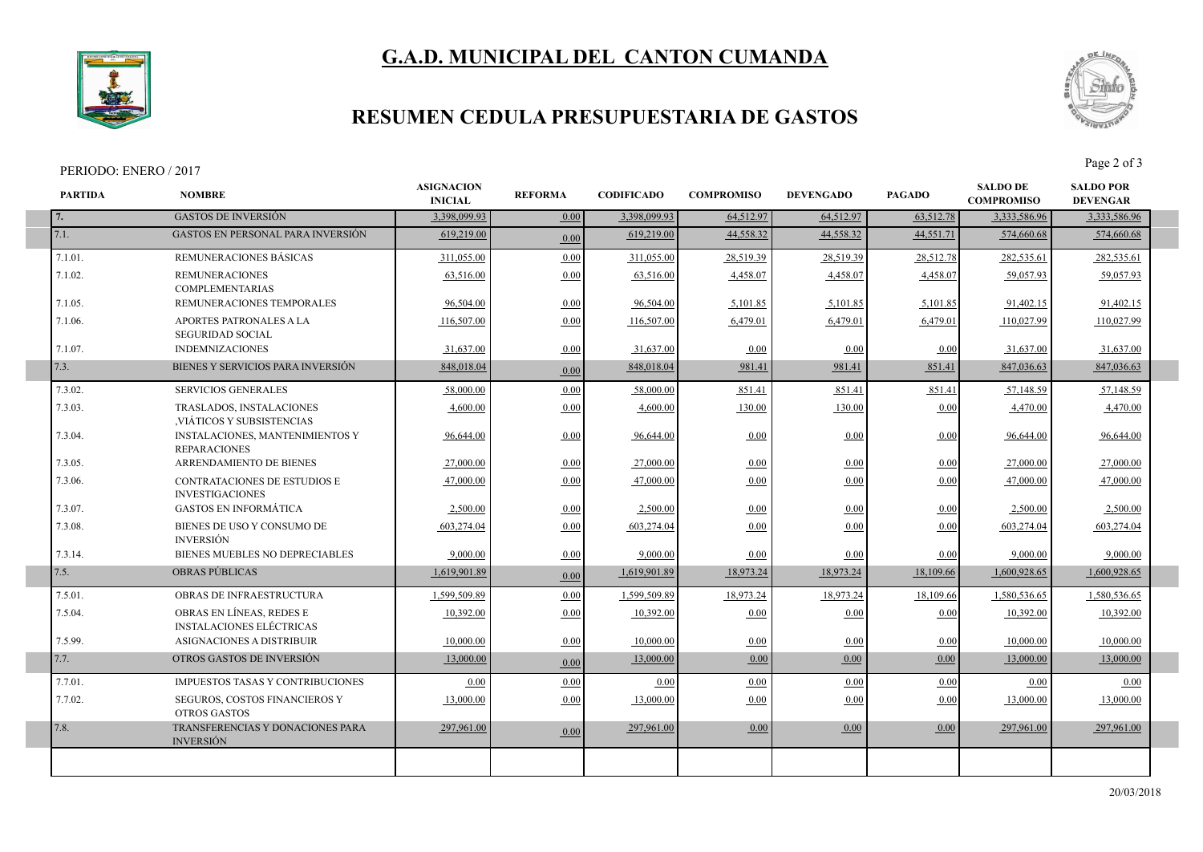# G.A.D. MUNICIPAL DEL CANTON CUMANDA

## RESUMEN CEDULA PRESUPUESTARIA DE GASTOS

PERIODO: ENERO / 2017

| PARTIDA | NOMBRE | ASIGNACION INICIAL | REFORMA | CODIFICADO | COMPROMISO | DEVENGADO | PAGADO | SALDO DE COMPROMISO | SALDO POR DEVENGAR |
|---|---|---|---|---|---|---|---|---|---|
| 7. | GASTOS DE INVERSIÓN | 3,398,099.93 | 0.00 | 3,398,099.93 | 64,512.97 | 64,512.97 | 63,512.78 | 3,333,586.96 | 3,333,586.96 |
| 7.1. | GASTOS EN PERSONAL PARA INVERSIÓN | 619,219.00 | 0.00 | 619,219.00 | 44,558.32 | 44,558.32 | 44,551.71 | 574,660.68 | 574,660.68 |
| 7.1.01. | REMUNERACIONES BÁSICAS | 311,055.00 | 0.00 | 311,055.00 | 28,519.39 | 28,519.39 | 28,512.78 | 282,535.61 | 282,535.61 |
| 7.1.02. | REMUNERACIONES COMPLEMENTARIAS | 63,516.00 | 0.00 | 63,516.00 | 4,458.07 | 4,458.07 | 4,458.07 | 59,057.93 | 59,057.93 |
| 7.1.05. | REMUNERACIONES TEMPORALES | 96,504.00 | 0.00 | 96,504.00 | 5,101.85 | 5,101.85 | 5,101.85 | 91,402.15 | 91,402.15 |
| 7.1.06. | APORTES PATRONALES A LA SEGURIDAD SOCIAL | 116,507.00 | 0.00 | 116,507.00 | 6,479.01 | 6,479.01 | 6,479.01 | 110,027.99 | 110,027.99 |
| 7.1.07. | INDEMNIZACIONES | 31,637.00 | 0.00 | 31,637.00 | 0.00 | 0.00 | 0.00 | 31,637.00 | 31,637.00 |
| 7.3. | BIENES Y SERVICIOS PARA INVERSIÓN | 848,018.04 | 0.00 | 848,018.04 | 981.41 | 981.41 | 851.41 | 847,036.63 | 847,036.63 |
| 7.3.02. | SERVICIOS GENERALES | 58,000.00 | 0.00 | 58,000.00 | 851.41 | 851.41 | 851.41 | 57,148.59 | 57,148.59 |
| 7.3.03. | TRASLADOS, INSTALACIONES ,VIÁTICOS Y SUBSISTENCIAS | 4,600.00 | 0.00 | 4,600.00 | 130.00 | 130.00 | 0.00 | 4,470.00 | 4,470.00 |
| 7.3.04. | INSTALACIONES, MANTENIMIENTOS Y REPARACIONES | 96,644.00 | 0.00 | 96,644.00 | 0.00 | 0.00 | 0.00 | 96,644.00 | 96,644.00 |
| 7.3.05. | ARRENDAMIENTO DE BIENES | 27,000.00 | 0.00 | 27,000.00 | 0.00 | 0.00 | 0.00 | 27,000.00 | 27,000.00 |
| 7.3.06. | CONTRATACIONES DE ESTUDIOS E INVESTIGACIONES | 47,000.00 | 0.00 | 47,000.00 | 0.00 | 0.00 | 0.00 | 47,000.00 | 47,000.00 |
| 7.3.07. | GASTOS EN INFORMÁTICA | 2,500.00 | 0.00 | 2,500.00 | 0.00 | 0.00 | 0.00 | 2,500.00 | 2,500.00 |
| 7.3.08. | BIENES DE USO Y CONSUMO DE INVERSIÓN | 603,274.04 | 0.00 | 603,274.04 | 0.00 | 0.00 | 0.00 | 603,274.04 | 603,274.04 |
| 7.3.14. | BIENES MUEBLES NO DEPRECIABLES | 9,000.00 | 0.00 | 9,000.00 | 0.00 | 0.00 | 0.00 | 9,000.00 | 9,000.00 |
| 7.5. | OBRAS PÚBLICAS | 1,619,901.89 | 0.00 | 1,619,901.89 | 18,973.24 | 18,973.24 | 18,109.66 | 1,600,928.65 | 1,600,928.65 |
| 7.5.01. | OBRAS DE INFRAESTRUCTURA | 1,599,509.89 | 0.00 | 1,599,509.89 | 18,973.24 | 18,973.24 | 18,109.66 | 1,580,536.65 | 1,580,536.65 |
| 7.5.04. | OBRAS EN LÍNEAS, REDES E INSTALACIONES ELÉCTRICAS | 10,392.00 | 0.00 | 10,392.00 | 0.00 | 0.00 | 0.00 | 10,392.00 | 10,392.00 |
| 7.5.99. | ASIGNACIONES A DISTRIBUIR | 10,000.00 | 0.00 | 10,000.00 | 0.00 | 0.00 | 0.00 | 10,000.00 | 10,000.00 |
| 7.7. | OTROS GASTOS DE INVERSIÓN | 13,000.00 | 0.00 | 13,000.00 | 0.00 | 0.00 | 0.00 | 13,000.00 | 13,000.00 |
| 7.7.01. | IMPUESTOS TASAS Y CONTRIBUCIONES | 0.00 | 0.00 | 0.00 | 0.00 | 0.00 | 0.00 | 0.00 | 0.00 |
| 7.7.02. | SEGUROS, COSTOS FINANCIEROS Y OTROS GASTOS | 13,000.00 | 0.00 | 13,000.00 | 0.00 | 0.00 | 0.00 | 13,000.00 | 13,000.00 |
| 7.8. | TRANSFERENCIAS Y DONACIONES PARA INVERSIÓN | 297,961.00 | 0.00 | 297,961.00 | 0.00 | 0.00 | 0.00 | 297,961.00 | 297,961.00 |

20/03/2018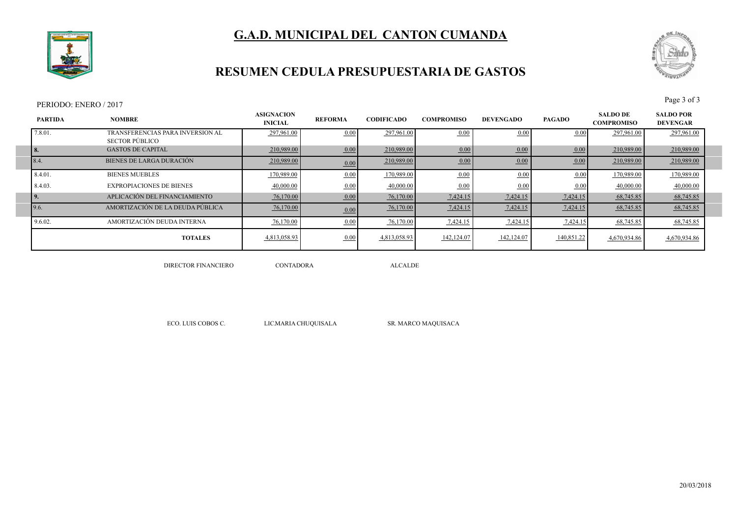# G.A.D. MUNICIPAL DEL CANTON CUMANDA

## RESUMEN CEDULA PRESUPUESTARIA DE GASTOS

PERIODO: ENERO / 2017

| PARTIDA | NOMBRE | ASIGNACION INICIAL | REFORMA | CODIFICADO | COMPROMISO | DEVENGADO | PAGADO | SALDO DE COMPROMISO | SALDO POR DEVENGAR |
|---|---|---|---|---|---|---|---|---|---|
| 7.8.01. | TRANSFERENCIAS PARA INVERSION AL SECTOR PÚBLICO | 297,961.00 | 0.00 | 297,961.00 | 0.00 | 0.00 | 0.00 | 297,961.00 | 297,961.00 |
| 8. | GASTOS DE CAPITAL | 210,989.00 | 0.00 | 210,989.00 | 0.00 | 0.00 | 0.00 | 210,989.00 | 210,989.00 |
| 8.4. | BIENES DE LARGA DURACIÓN | 210,989.00 | 0.00 | 210,989.00 | 0.00 | 0.00 | 0.00 | 210,989.00 | 210,989.00 |
| 8.4.01. | BIENES MUEBLES | 170,989.00 | 0.00 | 170,989.00 | 0.00 | 0.00 | 0.00 | 170,989.00 | 170,989.00 |
| 8.4.03. | EXPROPIACIONES DE BIENES | 40,000.00 | 0.00 | 40,000.00 | 0.00 | 0.00 | 0.00 | 40,000.00 | 40,000.00 |
| 9. | APLICACIÓN DEL FINANCIAMIENTO | 76,170.00 | 0.00 | 76,170.00 | 7,424.15 | 7,424.15 | 7,424.15 | 68,745.85 | 68,745.85 |
| 9.6. | AMORTIZACIÓN DE LA DEUDA PÚBLICA | 76,170.00 | 0.00 | 76,170.00 | 7,424.15 | 7,424.15 | 7,424.15 | 68,745.85 | 68,745.85 |
| 9.6.02. | AMORTIZACIÓN DEUDA INTERNA | 76,170.00 | 0.00 | 76,170.00 | 7,424.15 | 7,424.15 | 7,424.15 | 68,745.85 | 68,745.85 |
| | **TOTALES** | 4,813,058.93 | 0.00 | 4,813,058.93 | 142,124.07 | 142,124.07 | 140,851.22 | 4,670,934.86 | 4,670,934.86 |

| DIRECTOR FINANCIERO | CONTADORA | ALCALDE |
|---|---|---|
| ECO. LUIS COBOS C. | LIC.MARIA CHUQUISALA | SR. MARCO MAQUISACA |

20/03/2018